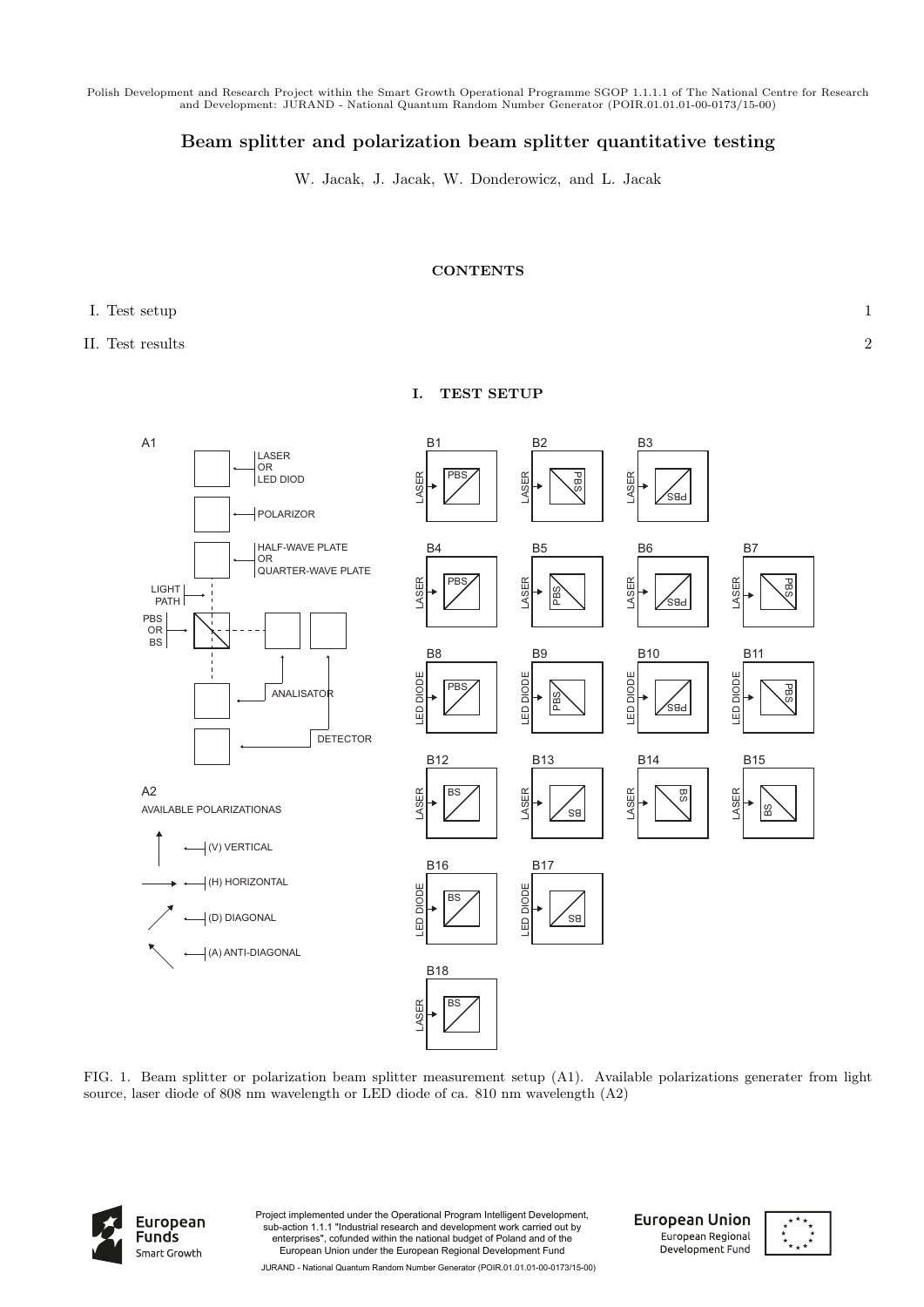Polish Development and Research Project within the Smart Growth Operational Programme SGOP 1.1.1.1 of The National Centre for Research and Development: JURAND - National Quantum Random Number Generator (POIR.01.01.01-00-0173/15-00)

# Beam splitter and polarization beam splitter quantitative testing

W. Jacak, J. Jacak, W. Donderowicz, and L. Jacak

## CONTENTS

I. Test setup 1

II. Test results 2

## I. TEST SETUP

FIG. 1. Beam splitter or polarization beam splitter measurement setup (A1). Available polarizations generater from light source, laser diode of 808 nm wavelength or LED diode of ca. 810 nm wavelength (A2)

Project implemented under the Operational Program Intelligent Development, sub-action 1.1.1 "Industrial research and development work carried out by enterprises", cofunded within the national budget of Poland and of the European Union under the European Regional Development Fund

JURAND - National Quantum Random Number Generator (POIR.01.01.01-00-0173/15-00)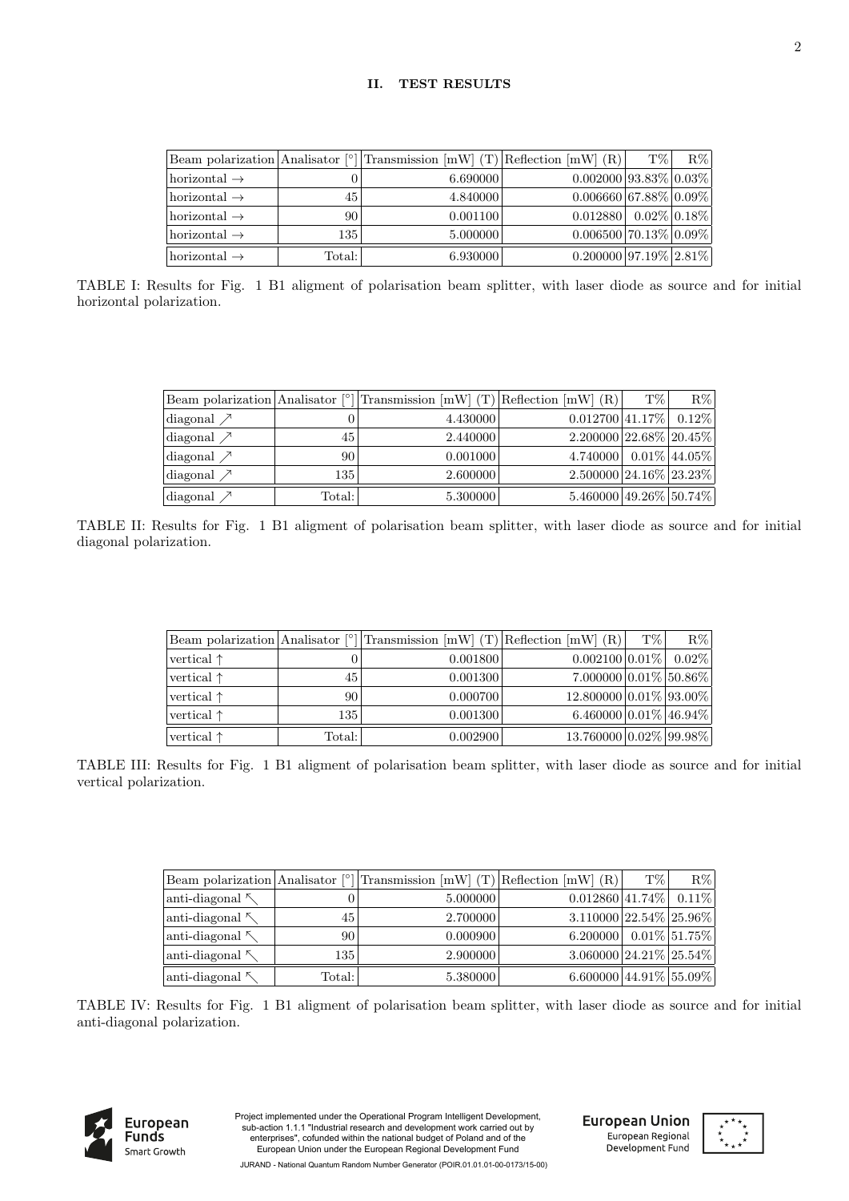## II. TEST RESULTS

| Beam polarization | Analisator [°] | Transmission [mW] (T) | Reflection [mW] (R) | T% | R% |
|---|---|---|---|---|---|
| horizontal → | 0 | 6.690000 | 0.002000 | 93.83% | 0.03% |
| horizontal → | 45 | 4.840000 | 0.006660 | 67.88% | 0.09% |
| horizontal → | 90 | 0.001100 | 0.012880 | 0.02% | 0.18% |
| horizontal → | 135 | 5.000000 | 0.006500 | 70.13% | 0.09% |
| horizontal → | Total: | 6.930000 | 0.200000 | 97.19% | 2.81% |

TABLE I: Results for Fig. 1 B1 aligment of polarisation beam splitter, with laser diode as source and for initial horizontal polarization.

| Beam polarization | Analisator [°] | Transmission [mW] (T) | Reflection [mW] (R) | T% | R% |
|---|---|---|---|---|---|
| diagonal ↗ | 0 | 4.430000 | 0.012700 | 41.17% | 0.12% |
| diagonal ↗ | 45 | 2.440000 | 2.200000 | 22.68% | 20.45% |
| diagonal ↗ | 90 | 0.001000 | 4.740000 | 0.01% | 44.05% |
| diagonal ↗ | 135 | 2.600000 | 2.500000 | 24.16% | 23.23% |
| diagonal ↗ | Total: | 5.300000 | 5.460000 | 49.26% | 50.74% |

TABLE II: Results for Fig. 1 B1 aligment of polarisation beam splitter, with laser diode as source and for initial diagonal polarization.

| Beam polarization | Analisator [°] | Transmission [mW] (T) | Reflection [mW] (R) | T% | R% |
|---|---|---|---|---|---|
| vertical ↑ | 0 | 0.001800 | 0.002100 | 0.01% | 0.02% |
| vertical ↑ | 45 | 0.001300 | 7.000000 | 0.01% | 50.86% |
| vertical ↑ | 90 | 0.000700 | 12.800000 | 0.01% | 93.00% |
| vertical ↑ | 135 | 0.001300 | 6.460000 | 0.01% | 46.94% |
| vertical ↑ | Total: | 0.002900 | 13.760000 | 0.02% | 99.98% |

TABLE III: Results for Fig. 1 B1 aligment of polarisation beam splitter, with laser diode as source and for initial vertical polarization.

| Beam polarization | Analisator [°] | Transmission [mW] (T) | Reflection [mW] (R) | T% | R% |
|---|---|---|---|---|---|
| anti-diagonal ↖ | 0 | 5.000000 | 0.012860 | 41.74% | 0.11% |
| anti-diagonal ↖ | 45 | 2.700000 | 3.110000 | 22.54% | 25.96% |
| anti-diagonal ↖ | 90 | 0.000900 | 6.200000 | 0.01% | 51.75% |
| anti-diagonal ↖ | 135 | 2.900000 | 3.060000 | 24.21% | 25.54% |
| anti-diagonal ↖ | Total: | 5.380000 | 6.600000 | 44.91% | 55.09% |

TABLE IV: Results for Fig. 1 B1 aligment of polarisation beam splitter, with laser diode as source and for initial anti-diagonal polarization.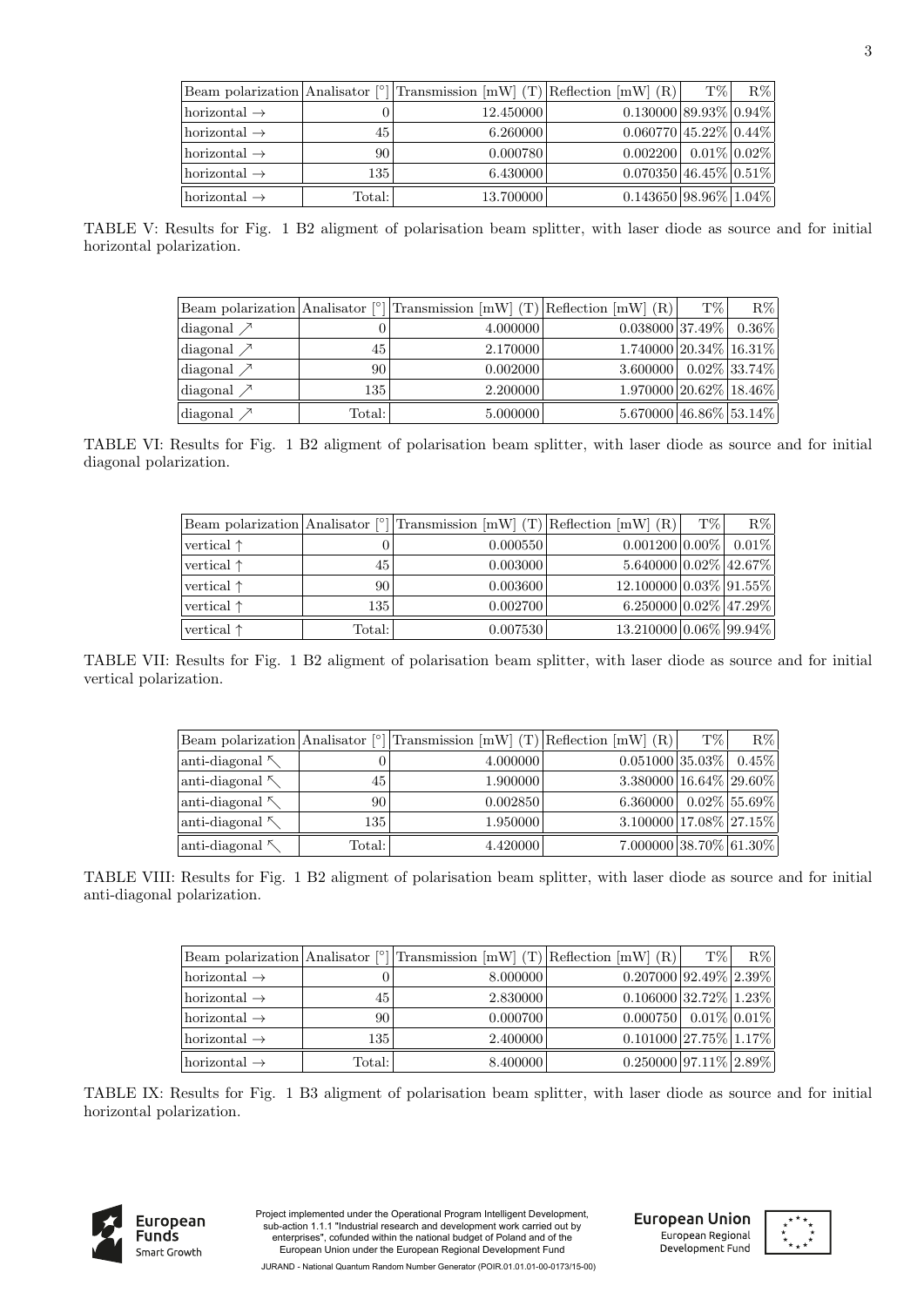| Beam polarization | Analisator [°] | Transmission [mW] (T) | Reflection [mW] (R) | T% | R% |
|---|---|---|---|---|---|
| horizontal → | 0 | 12.450000 | 0.130000 | 89.93% | 0.94% |
| horizontal → | 45 | 6.260000 | 0.060770 | 45.22% | 0.44% |
| horizontal → | 90 | 0.000780 | 0.002200 | 0.01% | 0.02% |
| horizontal → | 135 | 6.430000 | 0.070350 | 46.45% | 0.51% |
| horizontal → | Total: | 13.700000 | 0.143650 | 98.96% | 1.04% |

TABLE V: Results for Fig. 1 B2 aligment of polarisation beam splitter, with laser diode as source and for initial horizontal polarization.

| Beam polarization | Analisator [°] | Transmission [mW] (T) | Reflection [mW] (R) | T% | R% |
|---|---|---|---|---|---|
| diagonal ↗ | 0 | 4.000000 | 0.038000 | 37.49% | 0.36% |
| diagonal ↗ | 45 | 2.170000 | 1.740000 | 20.34% | 16.31% |
| diagonal ↗ | 90 | 0.002000 | 3.600000 | 0.02% | 33.74% |
| diagonal ↗ | 135 | 2.200000 | 1.970000 | 20.62% | 18.46% |
| diagonal ↗ | Total: | 5.000000 | 5.670000 | 46.86% | 53.14% |

TABLE VI: Results for Fig. 1 B2 aligment of polarisation beam splitter, with laser diode as source and for initial diagonal polarization.

| Beam polarization | Analisator [°] | Transmission [mW] (T) | Reflection [mW] (R) | T% | R% |
|---|---|---|---|---|---|
| vertical ↑ | 0 | 0.000550 | 0.001200 | 0.00% | 0.01% |
| vertical ↑ | 45 | 0.003000 | 5.640000 | 0.02% | 42.67% |
| vertical ↑ | 90 | 0.003600 | 12.100000 | 0.03% | 91.55% |
| vertical ↑ | 135 | 0.002700 | 6.250000 | 0.02% | 47.29% |
| vertical ↑ | Total: | 0.007530 | 13.210000 | 0.06% | 99.94% |

TABLE VII: Results for Fig. 1 B2 aligment of polarisation beam splitter, with laser diode as source and for initial vertical polarization.

| Beam polarization | Analisator [°] | Transmission [mW] (T) | Reflection [mW] (R) | T% | R% |
|---|---|---|---|---|---|
| anti-diagonal ↖ | 0 | 4.000000 | 0.051000 | 35.03% | 0.45% |
| anti-diagonal ↖ | 45 | 1.900000 | 3.380000 | 16.64% | 29.60% |
| anti-diagonal ↖ | 90 | 0.002850 | 6.360000 | 0.02% | 55.69% |
| anti-diagonal ↖ | 135 | 1.950000 | 3.100000 | 17.08% | 27.15% |
| anti-diagonal ↖ | Total: | 4.420000 | 7.000000 | 38.70% | 61.30% |

TABLE VIII: Results for Fig. 1 B2 aligment of polarisation beam splitter, with laser diode as source and for initial anti-diagonal polarization.

| Beam polarization | Analisator [°] | Transmission [mW] (T) | Reflection [mW] (R) | T% | R% |
|---|---|---|---|---|---|
| horizontal → | 0 | 8.000000 | 0.207000 | 92.49% | 2.39% |
| horizontal → | 45 | 2.830000 | 0.106000 | 32.72% | 1.23% |
| horizontal → | 90 | 0.000700 | 0.000750 | 0.01% | 0.01% |
| horizontal → | 135 | 2.400000 | 0.101000 | 27.75% | 1.17% |
| horizontal → | Total: | 8.400000 | 0.250000 | 97.11% | 2.89% |

TABLE IX: Results for Fig. 1 B3 aligment of polarisation beam splitter, with laser diode as source and for initial horizontal polarization.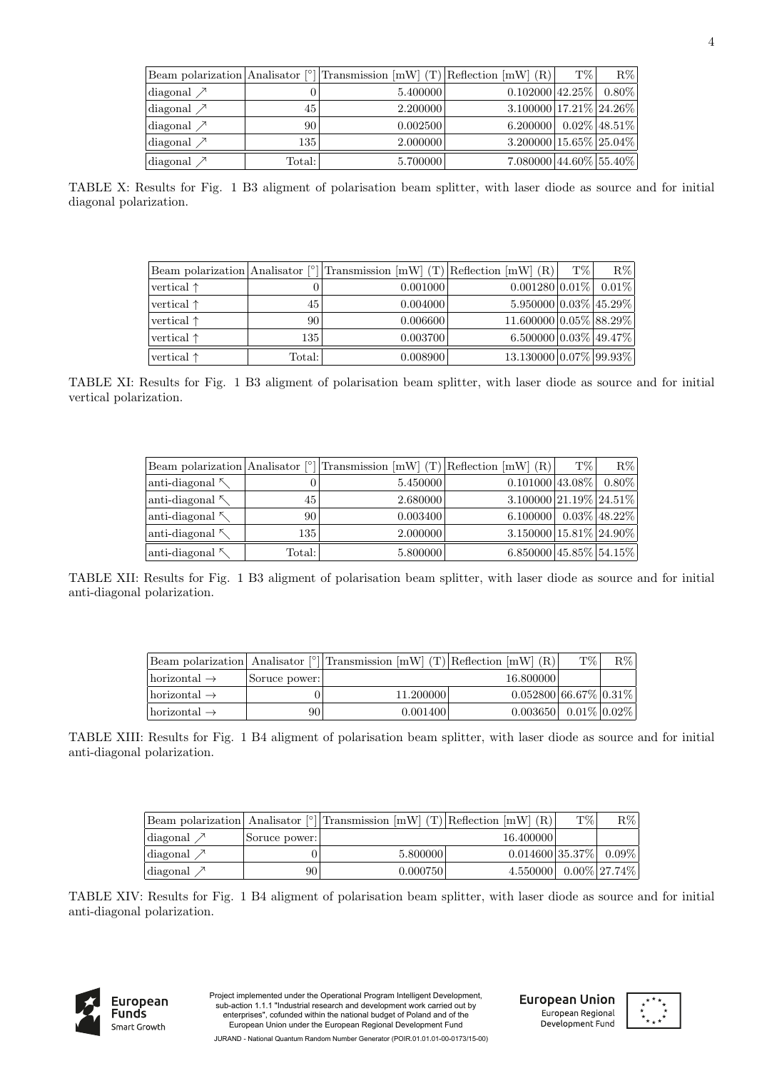| Beam polarization | Analisator [°] | Transmission [mW] (T) | Reflection [mW] (R) | T% | R% |
|---|---|---|---|---|---|
| diagonal ↗ | 0 | 5.400000 | 0.102000 | 42.25% | 0.80% |
| diagonal ↗ | 45 | 2.200000 | 3.100000 | 17.21% | 24.26% |
| diagonal ↗ | 90 | 0.002500 | 6.200000 | 0.02% | 48.51% |
| diagonal ↗ | 135 | 2.000000 | 3.200000 | 15.65% | 25.04% |
| diagonal ↗ | Total: | 5.700000 | 7.080000 | 44.60% | 55.40% |

TABLE X: Results for Fig. 1 B3 aligment of polarisation beam splitter, with laser diode as source and for initial diagonal polarization.

| Beam polarization | Analisator [°] | Transmission [mW] (T) | Reflection [mW] (R) | T% | R% |
|---|---|---|---|---|---|
| vertical ↑ | 0 | 0.001000 | 0.001280 | 0.01% | 0.01% |
| vertical ↑ | 45 | 0.004000 | 5.950000 | 0.03% | 45.29% |
| vertical ↑ | 90 | 0.006600 | 11.600000 | 0.05% | 88.29% |
| vertical ↑ | 135 | 0.003700 | 6.500000 | 0.03% | 49.47% |
| vertical ↑ | Total: | 0.008900 | 13.130000 | 0.07% | 99.93% |

TABLE XI: Results for Fig. 1 B3 aligment of polarisation beam splitter, with laser diode as source and for initial vertical polarization.

| Beam polarization | Analisator [°] | Transmission [mW] (T) | Reflection [mW] (R) | T% | R% |
|---|---|---|---|---|---|
| anti-diagonal ↖ | 0 | 5.450000 | 0.101000 | 43.08% | 0.80% |
| anti-diagonal ↖ | 45 | 2.680000 | 3.100000 | 21.19% | 24.51% |
| anti-diagonal ↖ | 90 | 0.003400 | 6.100000 | 0.03% | 48.22% |
| anti-diagonal ↖ | 135 | 2.000000 | 3.150000 | 15.81% | 24.90% |
| anti-diagonal ↖ | Total: | 5.800000 | 6.850000 | 45.85% | 54.15% |

TABLE XII: Results for Fig. 1 B3 aligment of polarisation beam splitter, with laser diode as source and for initial anti-diagonal polarization.

| Beam polarization | Analisator [°] | Transmission [mW] (T) | Reflection [mW] (R) | T% | R% |
|---|---|---|---|---|---|
| horizontal → | Soruce power: | | 16.800000 | | |
| horizontal → | 0 | 11.200000 | 0.052800 | 66.67% | 0.31% |
| horizontal → | 90 | 0.001400 | 0.003650 | 0.01% | 0.02% |

TABLE XIII: Results for Fig. 1 B4 aligment of polarisation beam splitter, with laser diode as source and for initial anti-diagonal polarization.

| Beam polarization | Analisator [°] | Transmission [mW] (T) | Reflection [mW] (R) | T% | R% |
|---|---|---|---|---|---|
| diagonal ↗ | Soruce power: | | 16.400000 | | |
| diagonal ↗ | 0 | 5.800000 | 0.014600 | 35.37% | 0.09% |
| diagonal ↗ | 90 | 0.000750 | 4.550000 | 0.00% | 27.74% |

TABLE XIV: Results for Fig. 1 B4 aligment of polarisation beam splitter, with laser diode as source and for initial anti-diagonal polarization.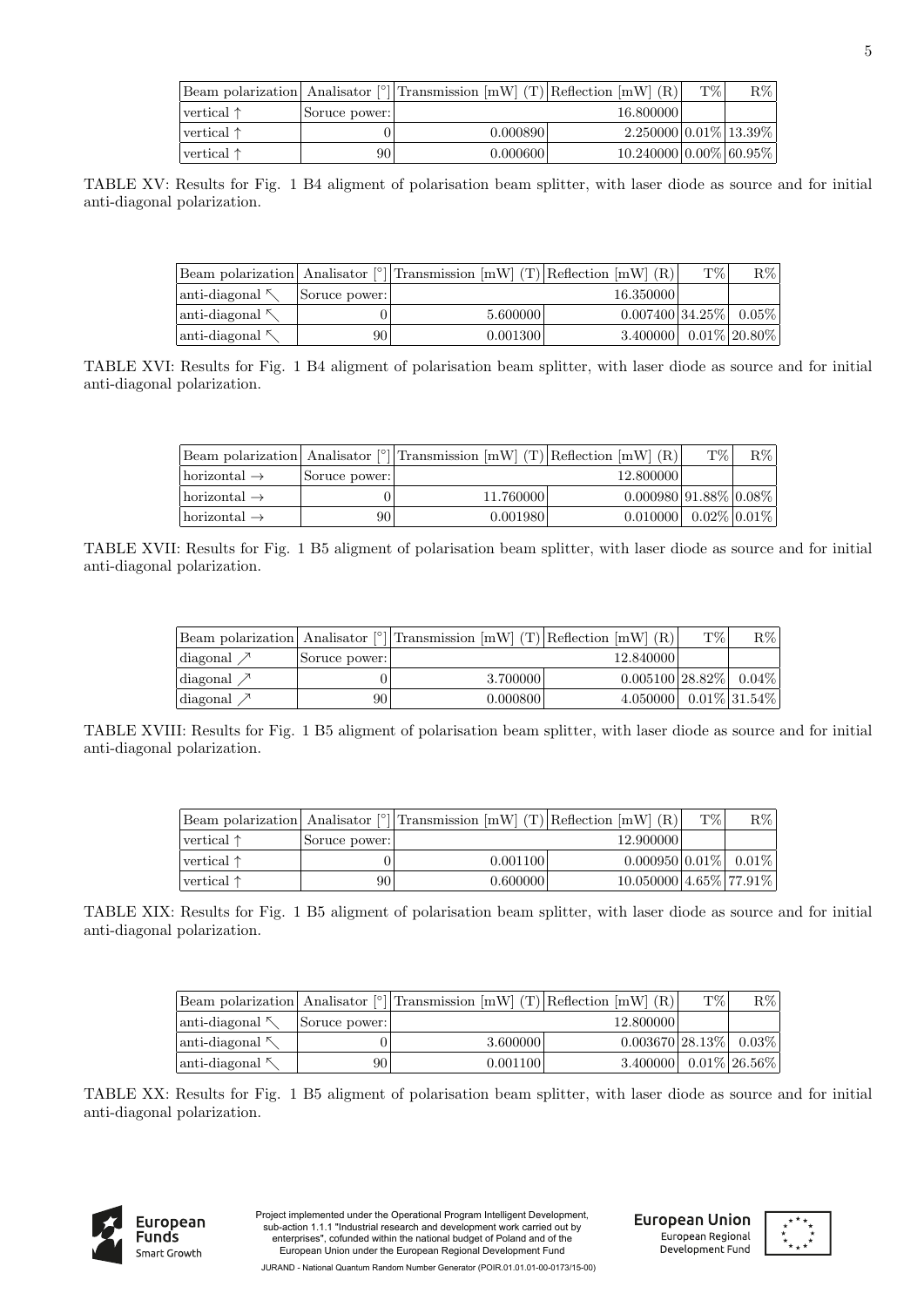| Beam polarization | Analisator [°] | Transmission [mW] (T) | Reflection [mW] (R) | T% | R% |
|---|---|---|---|---|---|
| vertical ↑ | Soruce power: | 16.800000 | | | |
| vertical ↑ | 0 | 0.000890 | 2.250000 | 0.01% | 13.39% |
| vertical ↑ | 90 | 0.000600 | 10.240000 | 0.00% | 60.95% |

TABLE XV: Results for Fig. 1 B4 aligment of polarisation beam splitter, with laser diode as source and for initial anti-diagonal polarization.

| Beam polarization | Analisator [°] | Transmission [mW] (T) | Reflection [mW] (R) | T% | R% |
|---|---|---|---|---|---|
| anti-diagonal ↖ | Soruce power: | 16.350000 | | | |
| anti-diagonal ↖ | 0 | 5.600000 | 0.007400 | 34.25% | 0.05% |
| anti-diagonal ↖ | 90 | 0.001300 | 3.400000 | 0.01% | 20.80% |

TABLE XVI: Results for Fig. 1 B4 aligment of polarisation beam splitter, with laser diode as source and for initial anti-diagonal polarization.

| Beam polarization | Analisator [°] | Transmission [mW] (T) | Reflection [mW] (R) | T% | R% |
|---|---|---|---|---|---|
| horizontal → | Soruce power: | 12.800000 | | | |
| horizontal → | 0 | 11.760000 | 0.000980 | 91.88% | 0.08% |
| horizontal → | 90 | 0.001980 | 0.010000 | 0.02% | 0.01% |

TABLE XVII: Results for Fig. 1 B5 aligment of polarisation beam splitter, with laser diode as source and for initial anti-diagonal polarization.

| Beam polarization | Analisator [°] | Transmission [mW] (T) | Reflection [mW] (R) | T% | R% |
|---|---|---|---|---|---|
| diagonal ↗ | Soruce power: | 12.840000 | | | |
| diagonal ↗ | 0 | 3.700000 | 0.005100 | 28.82% | 0.04% |
| diagonal ↗ | 90 | 0.000800 | 4.050000 | 0.01% | 31.54% |

TABLE XVIII: Results for Fig. 1 B5 aligment of polarisation beam splitter, with laser diode as source and for initial anti-diagonal polarization.

| Beam polarization | Analisator [°] | Transmission [mW] (T) | Reflection [mW] (R) | T% | R% |
|---|---|---|---|---|---|
| vertical ↑ | Soruce power: | 12.900000 | | | |
| vertical ↑ | 0 | 0.001100 | 0.000950 | 0.01% | 0.01% |
| vertical ↑ | 90 | 0.600000 | 10.050000 | 4.65% | 77.91% |

TABLE XIX: Results for Fig. 1 B5 aligment of polarisation beam splitter, with laser diode as source and for initial anti-diagonal polarization.

| Beam polarization | Analisator [°] | Transmission [mW] (T) | Reflection [mW] (R) | T% | R% |
|---|---|---|---|---|---|
| anti-diagonal ↖ | Soruce power: | 12.800000 | | | |
| anti-diagonal ↖ | 0 | 3.600000 | 0.003670 | 28.13% | 0.03% |
| anti-diagonal ↖ | 90 | 0.001100 | 3.400000 | 0.01% | 26.56% |

TABLE XX: Results for Fig. 1 B5 aligment of polarisation beam splitter, with laser diode as source and for initial anti-diagonal polarization.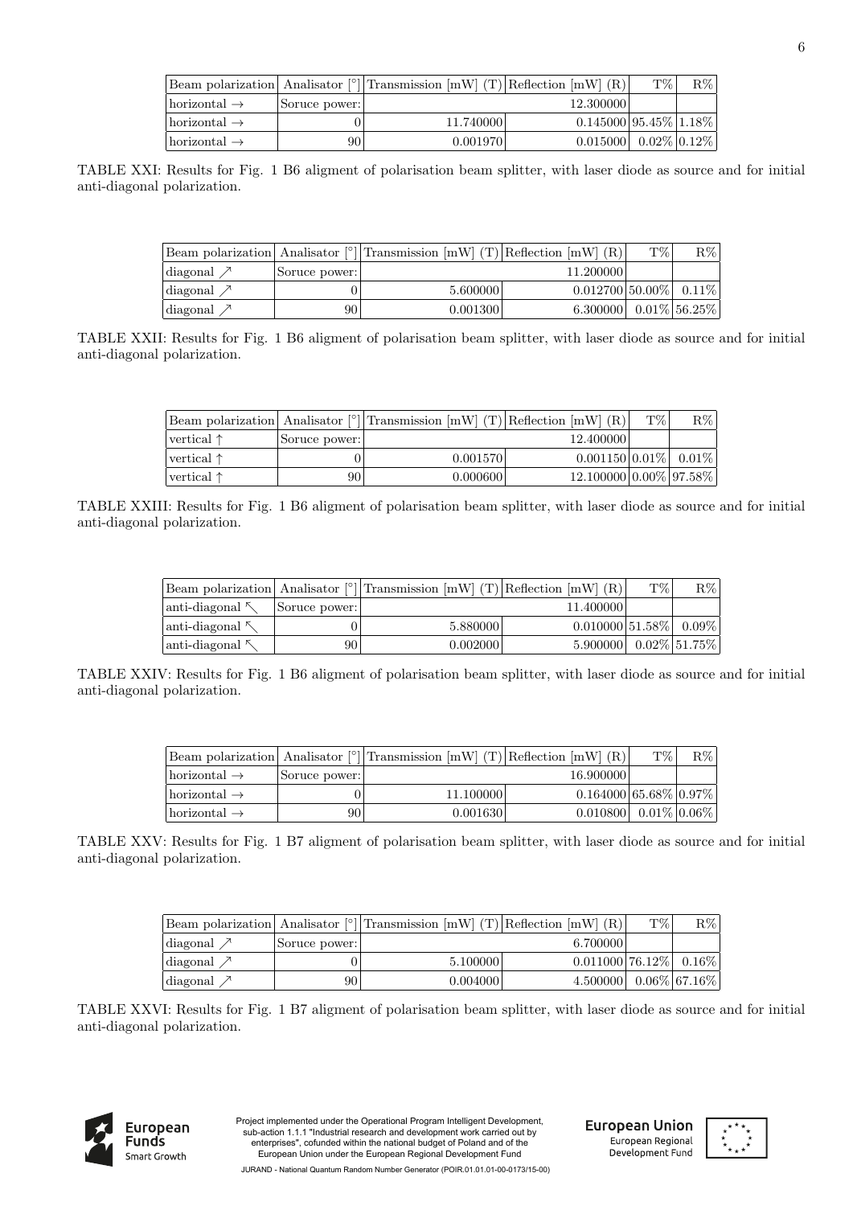| Beam polarization | Analisator [°] | Transmission [mW] (T) | Reflection [mW] (R) | T% | R% |
|---|---|---|---|---|---|
| horizontal → | Soruce power: | | 12.300000 | | |
| horizontal → | 0 | 11.740000 | 0.145000 | 95.45% | 1.18% |
| horizontal → | 90 | 0.001970 | 0.015000 | 0.02% | 0.12% |

TABLE XXI: Results for Fig. 1 B6 aligment of polarisation beam splitter, with laser diode as source and for initial anti-diagonal polarization.

| Beam polarization | Analisator [°] | Transmission [mW] (T) | Reflection [mW] (R) | T% | R% |
|---|---|---|---|---|---|
| diagonal ↗ | Soruce power: | | 11.200000 | | |
| diagonal ↗ | 0 | 5.600000 | 0.012700 | 50.00% | 0.11% |
| diagonal ↗ | 90 | 0.001300 | 6.300000 | 0.01% | 56.25% |

TABLE XXII: Results for Fig. 1 B6 aligment of polarisation beam splitter, with laser diode as source and for initial anti-diagonal polarization.

| Beam polarization | Analisator [°] | Transmission [mW] (T) | Reflection [mW] (R) | T% | R% |
|---|---|---|---|---|---|
| vertical ↑ | Soruce power: | | 12.400000 | | |
| vertical ↑ | 0 | 0.001570 | 0.001150 | 0.01% | 0.01% |
| vertical ↑ | 90 | 0.000600 | 12.100000 | 0.00% | 97.58% |

TABLE XXIII: Results for Fig. 1 B6 aligment of polarisation beam splitter, with laser diode as source and for initial anti-diagonal polarization.

| Beam polarization | Analisator [°] | Transmission [mW] (T) | Reflection [mW] (R) | T% | R% |
|---|---|---|---|---|---|
| anti-diagonal ↖ | Soruce power: | | 11.400000 | | |
| anti-diagonal ↖ | 0 | 5.880000 | 0.010000 | 51.58% | 0.09% |
| anti-diagonal ↖ | 90 | 0.002000 | 5.900000 | 0.02% | 51.75% |

TABLE XXIV: Results for Fig. 1 B6 aligment of polarisation beam splitter, with laser diode as source and for initial anti-diagonal polarization.

| Beam polarization | Analisator [°] | Transmission [mW] (T) | Reflection [mW] (R) | T% | R% |
|---|---|---|---|---|---|
| horizontal → | Soruce power: | | 16.900000 | | |
| horizontal → | 0 | 11.100000 | 0.164000 | 65.68% | 0.97% |
| horizontal → | 90 | 0.001630 | 0.010800 | 0.01% | 0.06% |

TABLE XXV: Results for Fig. 1 B7 aligment of polarisation beam splitter, with laser diode as source and for initial anti-diagonal polarization.

| Beam polarization | Analisator [°] | Transmission [mW] (T) | Reflection [mW] (R) | T% | R% |
|---|---|---|---|---|---|
| diagonal ↗ | Soruce power: | | 6.700000 | | |
| diagonal ↗ | 0 | 5.100000 | 0.011000 | 76.12% | 0.16% |
| diagonal ↗ | 90 | 0.004000 | 4.500000 | 0.06% | 67.16% |

TABLE XXVI: Results for Fig. 1 B7 aligment of polarisation beam splitter, with laser diode as source and for initial anti-diagonal polarization.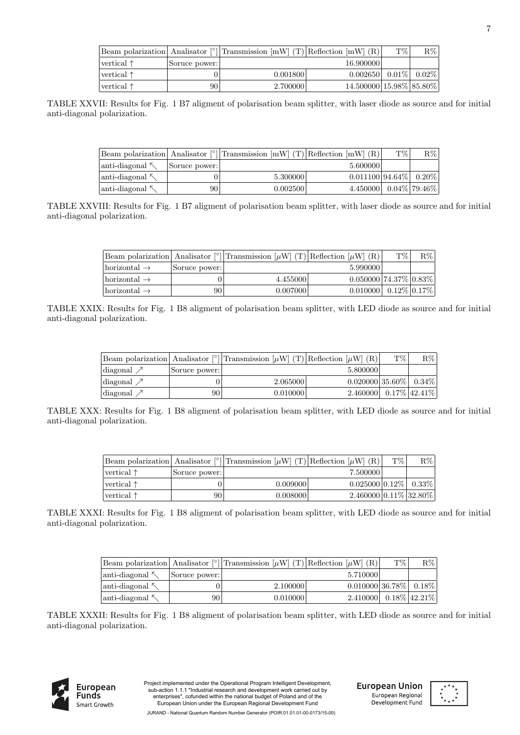| Beam polarization | Analisator [°] | Transmission [mW] (T) | Reflection [mW] (R) | T% | R% |
|---|---|---|---|---|---|
| vertical ↑ | Soruce power: | | 16.900000 | | |
| vertical ↑ | 0 | 0.001800 | 0.002650 | 0.01% | 0.02% |
| vertical ↑ | 90 | 2.700000 | 14.500000 | 15.98% | 85.80% |

TABLE XXVII: Results for Fig. 1 B7 aligment of polarisation beam splitter, with laser diode as source and for initial anti-diagonal polarization.

| Beam polarization | Analisator [°] | Transmission [mW] (T) | Reflection [mW] (R) | T% | R% |
|---|---|---|---|---|---|
| anti-diagonal ↖ | Soruce power: | | 5.600000 | | |
| anti-diagonal ↖ | 0 | 5.300000 | 0.011100 | 94.64% | 0.20% |
| anti-diagonal ↖ | 90 | 0.002500 | 4.450000 | 0.04% | 79.46% |

TABLE XXVIII: Results for Fig. 1 B7 aligment of polarisation beam splitter, with laser diode as source and for initial anti-diagonal polarization.

| Beam polarization | Analisator [°] | Transmission [$\mu$W] (T) | Reflection [$\mu$W] (R) | T% | R% |
|---|---|---|---|---|---|
| horizontal → | Soruce power: | | 5.990000 | | |
| horizontal → | 0 | 4.455000 | 0.050000 | 74.37% | 0.83% |
| horizontal → | 90 | 0.007000 | 0.010000 | 0.12% | 0.17% |

TABLE XXIX: Results for Fig. 1 B8 aligment of polarisation beam splitter, with LED diode as source and for initial anti-diagonal polarization.

| Beam polarization | Analisator [°] | Transmission [$\mu$W] (T) | Reflection [$\mu$W] (R) | T% | R% |
|---|---|---|---|---|---|
| diagonal ↗ | Soruce power: | | 5.800000 | | |
| diagonal ↗ | 0 | 2.065000 | 0.020000 | 35.60% | 0.34% |
| diagonal ↗ | 90 | 0.010000 | 2.460000 | 0.17% | 42.41% |

TABLE XXX: Results for Fig. 1 B8 aligment of polarisation beam splitter, with LED diode as source and for initial anti-diagonal polarization.

| Beam polarization | Analisator [°] | Transmission [$\mu$W] (T) | Reflection [$\mu$W] (R) | T% | R% |
|---|---|---|---|---|---|
| vertical ↑ | Soruce power: | | 7.500000 | | |
| vertical ↑ | 0 | 0.009000 | 0.025000 | 0.12% | 0.33% |
| vertical ↑ | 90 | 0.008000 | 2.460000 | 0.11% | 32.80% |

TABLE XXXI: Results for Fig. 1 B8 aligment of polarisation beam splitter, with LED diode as source and for initial anti-diagonal polarization.

| Beam polarization | Analisator [°] | Transmission [$\mu$W] (T) | Reflection [$\mu$W] (R) | T% | R% |
|---|---|---|---|---|---|
| anti-diagonal ↖ | Soruce power: | | 5.710000 | | |
| anti-diagonal ↖ | 0 | 2.100000 | 0.010000 | 36.78% | 0.18% |
| anti-diagonal ↖ | 90 | 0.010000 | 2.410000 | 0.18% | 42.21% |

TABLE XXXII: Results for Fig. 1 B8 aligment of polarisation beam splitter, with LED diode as source and for initial anti-diagonal polarization.

Project implemented under the Operational Program Intelligent Development, sub-action 1.1.1 "Industrial research and development work carried out by enterprises", cofunded within the national budget of Poland and of the European Union under the European Regional Development Fund

JURAND - National Quantum Random Number Generator (POIR.01.01.01-00-0173/15-00)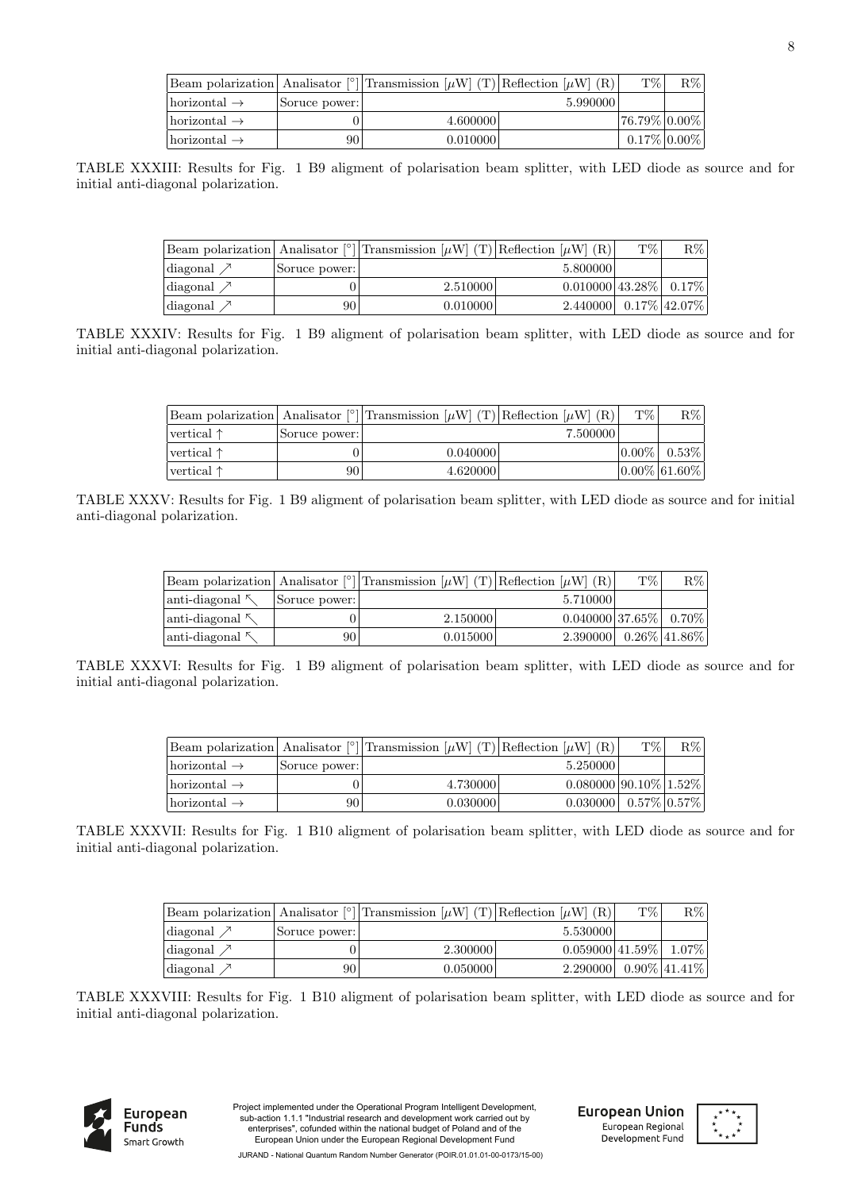| Beam polarization | Analisator [°] | Transmission [$\mu$W] (T) | Reflection [$\mu$W] (R) | T% | R% |
|---|---|---|---|---|---|
| horizontal → | Soruce power: | | 5.990000 | | |
| horizontal → | 0 | 4.600000 | | 76.79% | 0.00% |
| horizontal → | 90 | 0.010000 | | 0.17% | 0.00% |

TABLE XXXIII: Results for Fig. 1 B9 aligment of polarisation beam splitter, with LED diode as source and for initial anti-diagonal polarization.

| Beam polarization | Analisator [°] | Transmission [$\mu$W] (T) | Reflection [$\mu$W] (R) | T% | R% |
|---|---|---|---|---|---|
| diagonal ↗ | Soruce power: | | 5.800000 | | |
| diagonal ↗ | 0 | 2.510000 | 0.010000 | 43.28% | 0.17% |
| diagonal ↗ | 90 | 0.010000 | 2.440000 | 0.17% | 42.07% |

TABLE XXXIV: Results for Fig. 1 B9 aligment of polarisation beam splitter, with LED diode as source and for initial anti-diagonal polarization.

| Beam polarization | Analisator [°] | Transmission [$\mu$W] (T) | Reflection [$\mu$W] (R) | T% | R% |
|---|---|---|---|---|---|
| vertical ↑ | Soruce power: | | 7.500000 | | |
| vertical ↑ | 0 | 0.040000 | | 0.00% | 0.53% |
| vertical ↑ | 90 | 4.620000 | | 0.00% | 61.60% |

TABLE XXXV: Results for Fig. 1 B9 aligment of polarisation beam splitter, with LED diode as source and for initial anti-diagonal polarization.

| Beam polarization | Analisator [°] | Transmission [$\mu$W] (T) | Reflection [$\mu$W] (R) | T% | R% |
|---|---|---|---|---|---|
| anti-diagonal ↖ | Soruce power: | | 5.710000 | | |
| anti-diagonal ↖ | 0 | 2.150000 | 0.040000 | 37.65% | 0.70% |
| anti-diagonal ↖ | 90 | 0.015000 | 2.390000 | 0.26% | 41.86% |

TABLE XXXVI: Results for Fig. 1 B9 aligment of polarisation beam splitter, with LED diode as source and for initial anti-diagonal polarization.

| Beam polarization | Analisator [°] | Transmission [$\mu$W] (T) | Reflection [$\mu$W] (R) | T% | R% |
|---|---|---|---|---|---|
| horizontal → | Soruce power: | | 5.250000 | | |
| horizontal → | 0 | 4.730000 | 0.080000 | 90.10% | 1.52% |
| horizontal → | 90 | 0.030000 | 0.030000 | 0.57% | 0.57% |

TABLE XXXVII: Results for Fig. 1 B10 aligment of polarisation beam splitter, with LED diode as source and for initial anti-diagonal polarization.

| Beam polarization | Analisator [°] | Transmission [$\mu$W] (T) | Reflection [$\mu$W] (R) | T% | R% |
|---|---|---|---|---|---|
| diagonal ↗ | Soruce power: | | 5.530000 | | |
| diagonal ↗ | 0 | 2.300000 | 0.059000 | 41.59% | 1.07% |
| diagonal ↗ | 90 | 0.050000 | 2.290000 | 0.90% | 41.41% |

TABLE XXXVIII: Results for Fig. 1 B10 aligment of polarisation beam splitter, with LED diode as source and for initial anti-diagonal polarization.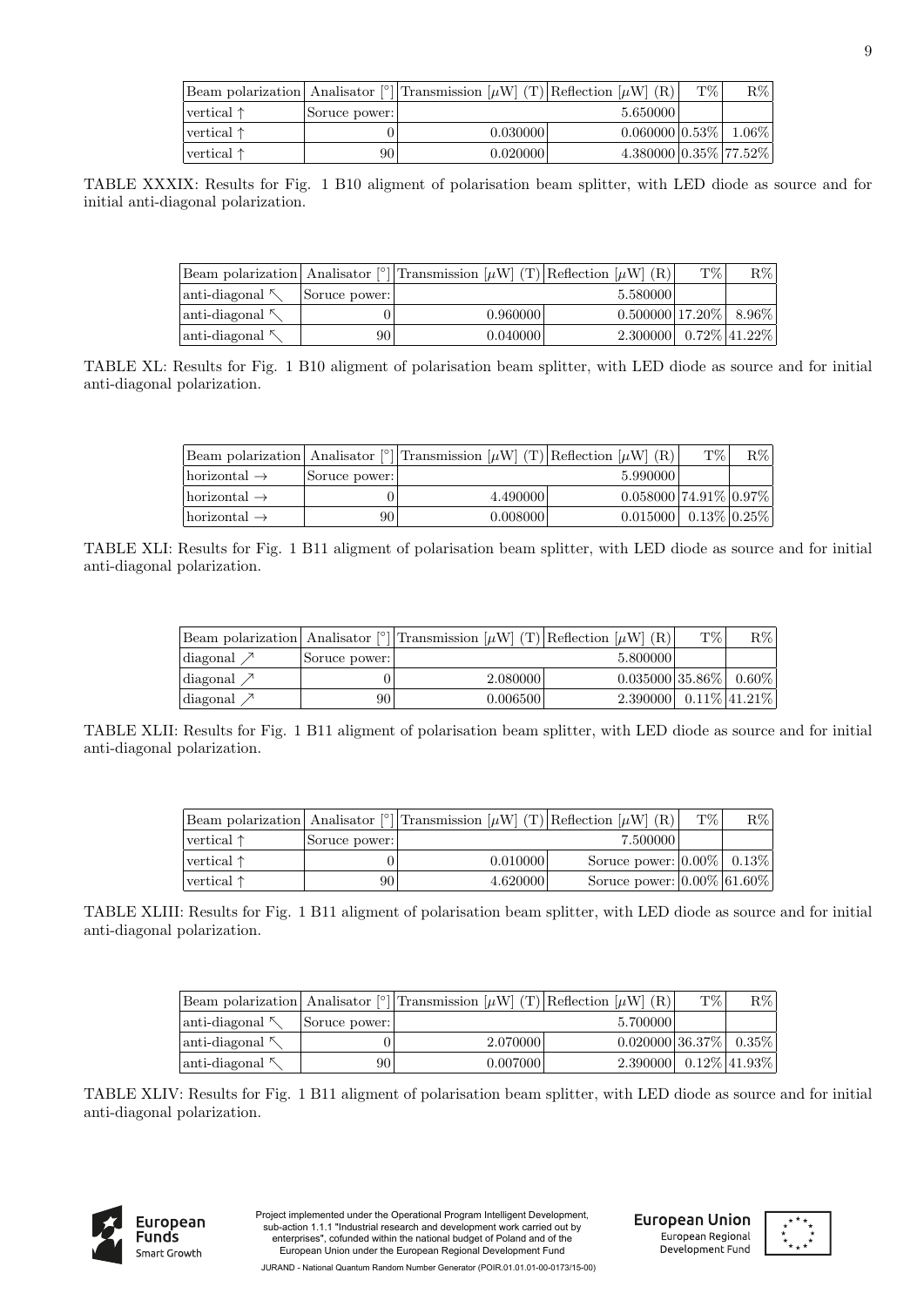| Beam polarization | Analisator [°] | Transmission [$\mu$W] (T) | Reflection [$\mu$W] (R) | T% | R% |
|---|---|---|---|---|---|
| vertical ↑ | Soruce power: | | 5.650000 | | |
| vertical ↑ | 0 | 0.030000 | 0.060000 | 0.53% | 1.06% |
| vertical ↑ | 90 | 0.020000 | 4.380000 | 0.35% | 77.52% |

TABLE XXXIX: Results for Fig. 1 B10 aligment of polarisation beam splitter, with LED diode as source and for initial anti-diagonal polarization.

| Beam polarization | Analisator [°] | Transmission [$\mu$W] (T) | Reflection [$\mu$W] (R) | T% | R% |
|---|---|---|---|---|---|
| anti-diagonal ↖ | Soruce power: | | 5.580000 | | |
| anti-diagonal ↖ | 0 | 0.960000 | 0.500000 | 17.20% | 8.96% |
| anti-diagonal ↖ | 90 | 0.040000 | 2.300000 | 0.72% | 41.22% |

TABLE XL: Results for Fig. 1 B10 aligment of polarisation beam splitter, with LED diode as source and for initial anti-diagonal polarization.

| Beam polarization | Analisator [°] | Transmission [$\mu$W] (T) | Reflection [$\mu$W] (R) | T% | R% |
|---|---|---|---|---|---|
| horizontal → | Soruce power: | | 5.990000 | | |
| horizontal → | 0 | 4.490000 | 0.058000 | 74.91% | 0.97% |
| horizontal → | 90 | 0.008000 | 0.015000 | 0.13% | 0.25% |

TABLE XLI: Results for Fig. 1 B11 aligment of polarisation beam splitter, with LED diode as source and for initial anti-diagonal polarization.

| Beam polarization | Analisator [°] | Transmission [$\mu$W] (T) | Reflection [$\mu$W] (R) | T% | R% |
|---|---|---|---|---|---|
| diagonal ↗ | Soruce power: | | 5.800000 | | |
| diagonal ↗ | 0 | 2.080000 | 0.035000 | 35.86% | 0.60% |
| diagonal ↗ | 90 | 0.006500 | 2.390000 | 0.11% | 41.21% |

TABLE XLII: Results for Fig. 1 B11 aligment of polarisation beam splitter, with LED diode as source and for initial anti-diagonal polarization.

| Beam polarization | Analisator [°] | Transmission [$\mu$W] (T) | Reflection [$\mu$W] (R) | T% | R% |
|---|---|---|---|---|---|
| vertical ↑ | Soruce power: | | 7.500000 | | |
| vertical ↑ | 0 | 0.010000 | Soruce power: | 0.00% | 0.13% |
| vertical ↑ | 90 | 4.620000 | Soruce power: | 0.00% | 61.60% |

TABLE XLIII: Results for Fig. 1 B11 aligment of polarisation beam splitter, with LED diode as source and for initial anti-diagonal polarization.

| Beam polarization | Analisator [°] | Transmission [$\mu$W] (T) | Reflection [$\mu$W] (R) | T% | R% |
|---|---|---|---|---|---|
| anti-diagonal ↖ | Soruce power: | | 5.700000 | | |
| anti-diagonal ↖ | 0 | 2.070000 | 0.020000 | 36.37% | 0.35% |
| anti-diagonal ↖ | 90 | 0.007000 | 2.390000 | 0.12% | 41.93% |

TABLE XLIV: Results for Fig. 1 B11 aligment of polarisation beam splitter, with LED diode as source and for initial anti-diagonal polarization.

Project implemented under the Operational Program Intelligent Development, sub-action 1.1.1 "Industrial research and development work carried out by enterprises", cofunded within the national budget of Poland and of the European Union under the European Regional Development Fund

JURAND - National Quantum Random Number Generator (POIR.01.01.01-00-0173/15-00)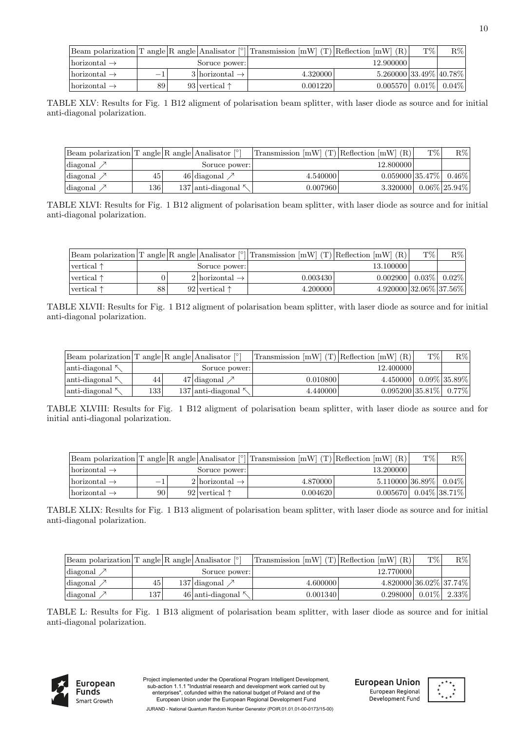| Beam polarization | T angle | R angle | Analisator [°] | Transmission [mW] (T) | Reflection [mW] (R) | T% | R% |
|---|---|---|---|---|---|---|---|
| horizontal → | | | Soruce power: | | 12.900000 | | |
| horizontal → | −1 | 3 | horizontal → | 4.320000 | 5.260000 | 33.49% | 40.78% |
| horizontal → | 89 | 93 | vertical ↑ | 0.001220 | 0.005570 | 0.01% | 0.04% |

TABLE XLV: Results for Fig. 1 B12 aligment of polarisation beam splitter, with laser diode as source and for initial anti-diagonal polarization.

| Beam polarization | T angle | R angle | Analisator [°] | Transmission [mW] (T) | Reflection [mW] (R) | T% | R% |
|---|---|---|---|---|---|---|---|
| diagonal ↗ | | | Soruce power: | | 12.800000 | | |
| diagonal ↗ | 45 | 46 | diagonal ↗ | 4.540000 | 0.059000 | 35.47% | 0.46% |
| diagonal ↗ | 136 | 137 | anti-diagonal ↖ | 0.007960 | 3.320000 | 0.06% | 25.94% |

TABLE XLVI: Results for Fig. 1 B12 aligment of polarisation beam splitter, with laser diode as source and for initial anti-diagonal polarization.

| Beam polarization | T angle | R angle | Analisator [°] | Transmission [mW] (T) | Reflection [mW] (R) | T% | R% |
|---|---|---|---|---|---|---|---|
| vertical ↑ | | | Soruce power: | | 13.100000 | | |
| vertical ↑ | 0 | 2 | horizontal → | 0.003430 | 0.002900 | 0.03% | 0.02% |
| vertical ↑ | 88 | 92 | vertical ↑ | 4.200000 | 4.920000 | 32.06% | 37.56% |

TABLE XLVII: Results for Fig. 1 B12 aligment of polarisation beam splitter, with laser diode as source and for initial anti-diagonal polarization.

| Beam polarization | T angle | R angle | Analisator [°] | Transmission [mW] (T) | Reflection [mW] (R) | T% | R% |
|---|---|---|---|---|---|---|---|
| anti-diagonal ↖ | | | Soruce power: | | 12.400000 | | |
| anti-diagonal ↖ | 44 | 47 | diagonal ↗ | 0.010800 | 4.450000 | 0.09% | 35.89% |
| anti-diagonal ↖ | 133 | 137 | anti-diagonal ↖ | 4.440000 | 0.095200 | 35.81% | 0.77% |

TABLE XLVIII: Results for Fig. 1 B12 aligment of polarisation beam splitter, with laser diode as source and for initial anti-diagonal polarization.

| Beam polarization | T angle | R angle | Analisator [°] | Transmission [mW] (T) | Reflection [mW] (R) | T% | R% |
|---|---|---|---|---|---|---|---|
| horizontal → | | | Soruce power: | | 13.200000 | | |
| horizontal → | −1 | 2 | horizontal → | 4.870000 | 5.110000 | 36.89% | 0.04% |
| horizontal → | 90 | 92 | vertical ↑ | 0.004620 | 0.005670 | 0.04% | 38.71% |

TABLE XLIX: Results for Fig. 1 B13 aligment of polarisation beam splitter, with laser diode as source and for initial anti-diagonal polarization.

| Beam polarization | T angle | R angle | Analisator [°] | Transmission [mW] (T) | Reflection [mW] (R) | T% | R% |
|---|---|---|---|---|---|---|---|
| diagonal ↗ | | | Soruce power: | | 12.770000 | | |
| diagonal ↗ | 45 | 137 | diagonal ↗ | 4.600000 | 4.820000 | 36.02% | 37.74% |
| diagonal ↗ | 137 | 46 | anti-diagonal ↖ | 0.001340 | 0.298000 | 0.01% | 2.33% |

TABLE L: Results for Fig. 1 B13 aligment of polarisation beam splitter, with laser diode as source and for initial anti-diagonal polarization.

Project implemented under the Operational Program Intelligent Development, sub-action 1.1.1 "Industrial research and development work carried out by enterprises", cofunded within the national budget of Poland and of the European Union under the European Regional Development Fund

JURAND - National Quantum Random Number Generator (POIR.01.01.01-00-0173/15-00)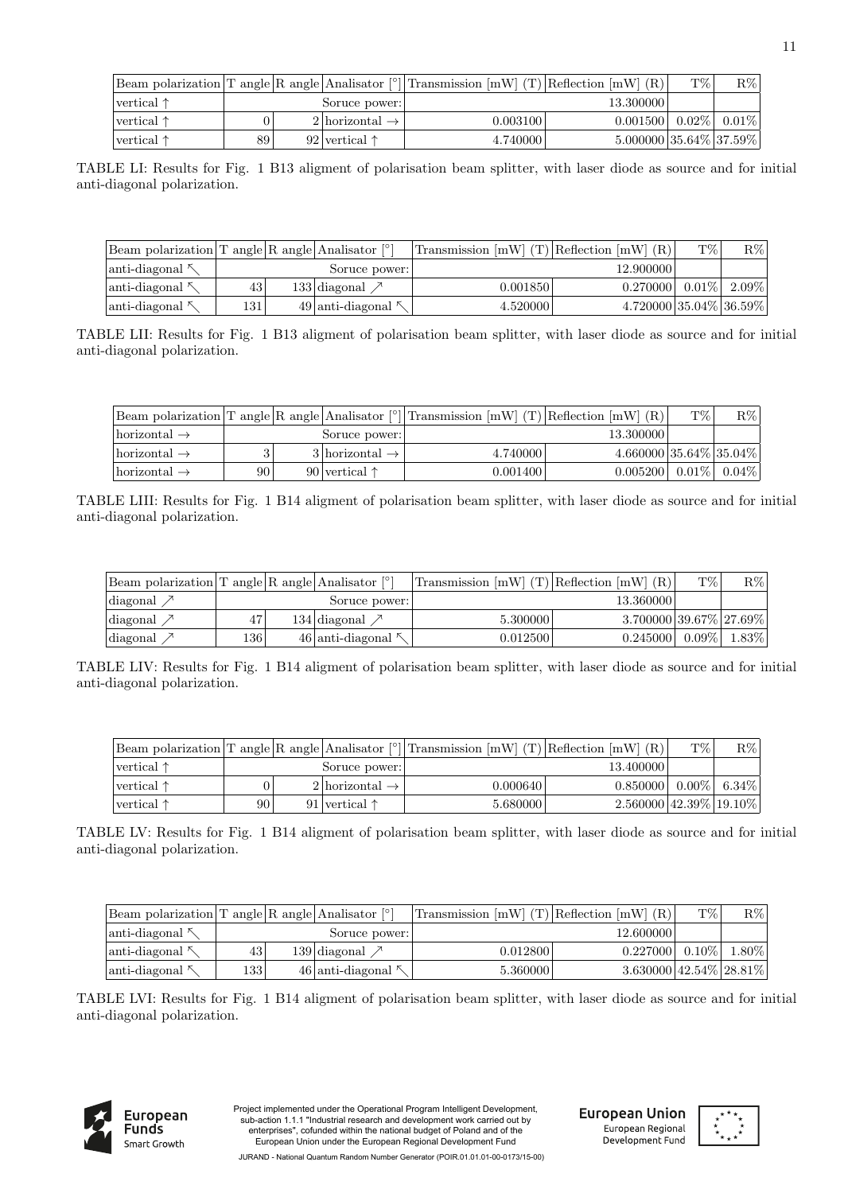| Beam polarization | T angle | R angle | Analisator [°] | Transmission [mW] (T) | Reflection [mW] (R) | T% | R% |
|---|---|---|---|---|---|---|---|
| vertical ↑ | | | Soruce power: | | 13.300000 | | |
| vertical ↑ | 0 | 2 | horizontal → | 0.003100 | 0.001500 | 0.02% | 0.01% |
| vertical ↑ | 89 | 92 | vertical ↑ | 4.740000 | 5.000000 | 35.64% | 37.59% |

TABLE LI: Results for Fig. 1 B13 aligment of polarisation beam splitter, with laser diode as source and for initial anti-diagonal polarization.

| Beam polarization | T angle | R angle | Analisator [°] | Transmission [mW] (T) | Reflection [mW] (R) | T% | R% |
|---|---|---|---|---|---|---|---|
| anti-diagonal ↖ | | | Soruce power: | | 12.900000 | | |
| anti-diagonal ↖ | 43 | 133 | diagonal ↗ | 0.001850 | 0.270000 | 0.01% | 2.09% |
| anti-diagonal ↖ | 131 | 49 | anti-diagonal ↖ | 4.520000 | 4.720000 | 35.04% | 36.59% |

TABLE LII: Results for Fig. 1 B13 aligment of polarisation beam splitter, with laser diode as source and for initial anti-diagonal polarization.

| Beam polarization | T angle | R angle | Analisator [°] | Transmission [mW] (T) | Reflection [mW] (R) | T% | R% |
|---|---|---|---|---|---|---|---|
| horizontal → | | | Soruce power: | | 13.300000 | | |
| horizontal → | 3 | 3 | horizontal → | 4.740000 | 4.660000 | 35.64% | 35.04% |
| horizontal → | 90 | 90 | vertical ↑ | 0.001400 | 0.005200 | 0.01% | 0.04% |

TABLE LIII: Results for Fig. 1 B14 aligment of polarisation beam splitter, with laser diode as source and for initial anti-diagonal polarization.

| Beam polarization | T angle | R angle | Analisator [°] | Transmission [mW] (T) | Reflection [mW] (R) | T% | R% |
|---|---|---|---|---|---|---|---|
| diagonal ↗ | | | Soruce power: | | 13.360000 | | |
| diagonal ↗ | 47 | 134 | diagonal ↗ | 5.300000 | 3.700000 | 39.67% | 27.69% |
| diagonal ↗ | 136 | 46 | anti-diagonal ↖ | 0.012500 | 0.245000 | 0.09% | 1.83% |

TABLE LIV: Results for Fig. 1 B14 aligment of polarisation beam splitter, with laser diode as source and for initial anti-diagonal polarization.

| Beam polarization | T angle | R angle | Analisator [°] | Transmission [mW] (T) | Reflection [mW] (R) | T% | R% |
|---|---|---|---|---|---|---|---|
| vertical ↑ | | | Soruce power: | | 13.400000 | | |
| vertical ↑ | 0 | 2 | horizontal → | 0.000640 | 0.850000 | 0.00% | 6.34% |
| vertical ↑ | 90 | 91 | vertical ↑ | 5.680000 | 2.560000 | 42.39% | 19.10% |

TABLE LV: Results for Fig. 1 B14 aligment of polarisation beam splitter, with laser diode as source and for initial anti-diagonal polarization.

| Beam polarization | T angle | R angle | Analisator [°] | Transmission [mW] (T) | Reflection [mW] (R) | T% | R% |
|---|---|---|---|---|---|---|---|
| anti-diagonal ↖ | | | Soruce power: | | 12.600000 | | |
| anti-diagonal ↖ | 43 | 139 | diagonal ↗ | 0.012800 | 0.227000 | 0.10% | 1.80% |
| anti-diagonal ↖ | 133 | 46 | anti-diagonal ↖ | 5.360000 | 3.630000 | 42.54% | 28.81% |

TABLE LVI: Results for Fig. 1 B14 aligment of polarisation beam splitter, with laser diode as source and for initial anti-diagonal polarization.

Project implemented under the Operational Program Intelligent Development, sub-action 1.1.1 "Industrial research and development work carried out by enterprises", cofunded within the national budget of Poland and of the European Union under the European Regional Development Fund

JURAND - National Quantum Random Number Generator (POIR.01.01.01-00-0173/15-00)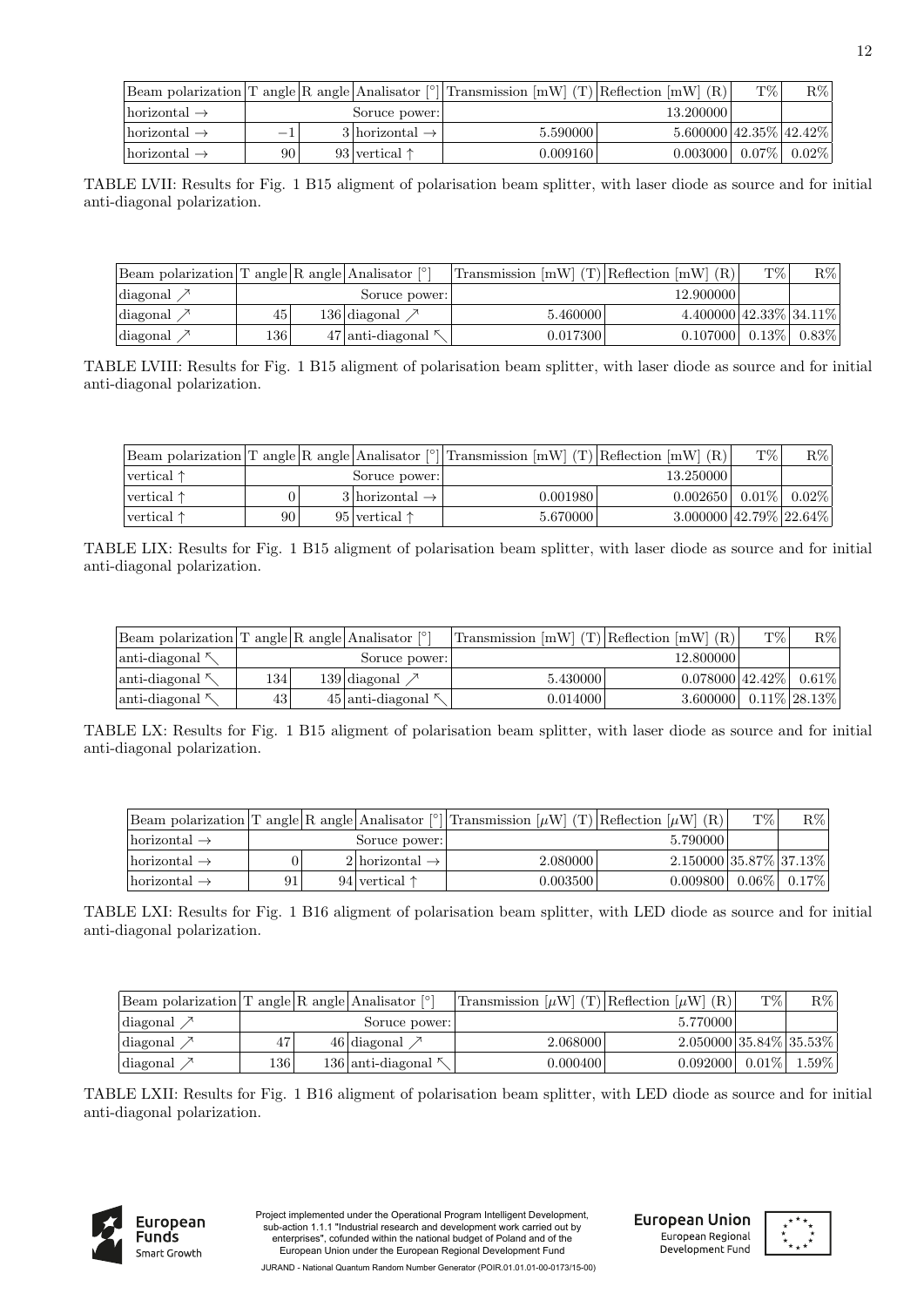| Beam polarization | T angle | R angle | Analisator [°] | Transmission [mW] (T) | Reflection [mW] (R) | T% | R% |
|---|---|---|---|---|---|---|---|
| horizontal → | | | Soruce power: | | 13.200000 | | |
| horizontal → | −1 | 3 | horizontal → | 5.590000 | 5.600000 | 42.35% | 42.42% |
| horizontal → | 90 | 93 | vertical ↑ | 0.009160 | 0.003000 | 0.07% | 0.02% |

TABLE LVII: Results for Fig. 1 B15 aligment of polarisation beam splitter, with laser diode as source and for initial anti-diagonal polarization.

| Beam polarization | T angle | R angle | Analisator [°] | Transmission [mW] (T) | Reflection [mW] (R) | T% | R% |
|---|---|---|---|---|---|---|---|
| diagonal ↗ | | | Soruce power: | | 12.900000 | | |
| diagonal ↗ | 45 | 136 | diagonal ↗ | 5.460000 | 4.400000 | 42.33% | 34.11% |
| diagonal ↗ | 136 | 47 | anti-diagonal ↖ | 0.017300 | 0.107000 | 0.13% | 0.83% |

TABLE LVIII: Results for Fig. 1 B15 aligment of polarisation beam splitter, with laser diode as source and for initial anti-diagonal polarization.

| Beam polarization | T angle | R angle | Analisator [°] | Transmission [mW] (T) | Reflection [mW] (R) | T% | R% |
|---|---|---|---|---|---|---|---|
| vertical ↑ | | | Soruce power: | | 13.250000 | | |
| vertical ↑ | 0 | 3 | horizontal → | 0.001980 | 0.002650 | 0.01% | 0.02% |
| vertical ↑ | 90 | 95 | vertical ↑ | 5.670000 | 3.000000 | 42.79% | 22.64% |

TABLE LIX: Results for Fig. 1 B15 aligment of polarisation beam splitter, with laser diode as source and for initial anti-diagonal polarization.

| Beam polarization | T angle | R angle | Analisator [°] | Transmission [mW] (T) | Reflection [mW] (R) | T% | R% |
|---|---|---|---|---|---|---|---|
| anti-diagonal ↖ | | | Soruce power: | | 12.800000 | | |
| anti-diagonal ↖ | 134 | 139 | diagonal ↗ | 5.430000 | 0.078000 | 42.42% | 0.61% |
| anti-diagonal ↖ | 43 | 45 | anti-diagonal ↖ | 0.014000 | 3.600000 | 0.11% | 28.13% |

TABLE LX: Results for Fig. 1 B15 aligment of polarisation beam splitter, with laser diode as source and for initial anti-diagonal polarization.

| Beam polarization | T angle | R angle | Analisator [°] | Transmission [$\mu$W] (T) | Reflection [$\mu$W] (R) | T% | R% |
|---|---|---|---|---|---|---|---|
| horizontal → | | | Soruce power: | | 5.790000 | | |
| horizontal → | 0 | 2 | horizontal → | 2.080000 | 2.150000 | 35.87% | 37.13% |
| horizontal → | 91 | 94 | vertical ↑ | 0.003500 | 0.009800 | 0.06% | 0.17% |

TABLE LXI: Results for Fig. 1 B16 aligment of polarisation beam splitter, with LED diode as source and for initial anti-diagonal polarization.

| Beam polarization | T angle | R angle | Analisator [°] | Transmission [$\mu$W] (T) | Reflection [$\mu$W] (R) | T% | R% |
|---|---|---|---|---|---|---|---|
| diagonal ↗ | | | Soruce power: | | 5.770000 | | |
| diagonal ↗ | 47 | 46 | diagonal ↗ | 2.068000 | 2.050000 | 35.84% | 35.53% |
| diagonal ↗ | 136 | 136 | anti-diagonal ↖ | 0.000400 | 0.092000 | 0.01% | 1.59% |

TABLE LXII: Results for Fig. 1 B16 aligment of polarisation beam splitter, with LED diode as source and for initial anti-diagonal polarization.

European Funds Smart Growth

Project implemented under the Operational Program Intelligent Development, sub-action 1.1.1 "Industrial research and development work carried out by enterprises", cofunded within the national budget of Poland and of the European Union under the European Regional Development Fund

European Union European Regional Development Fund

JURAND - National Quantum Random Number Generator (POIR.01.01.01-00-0173/15-00)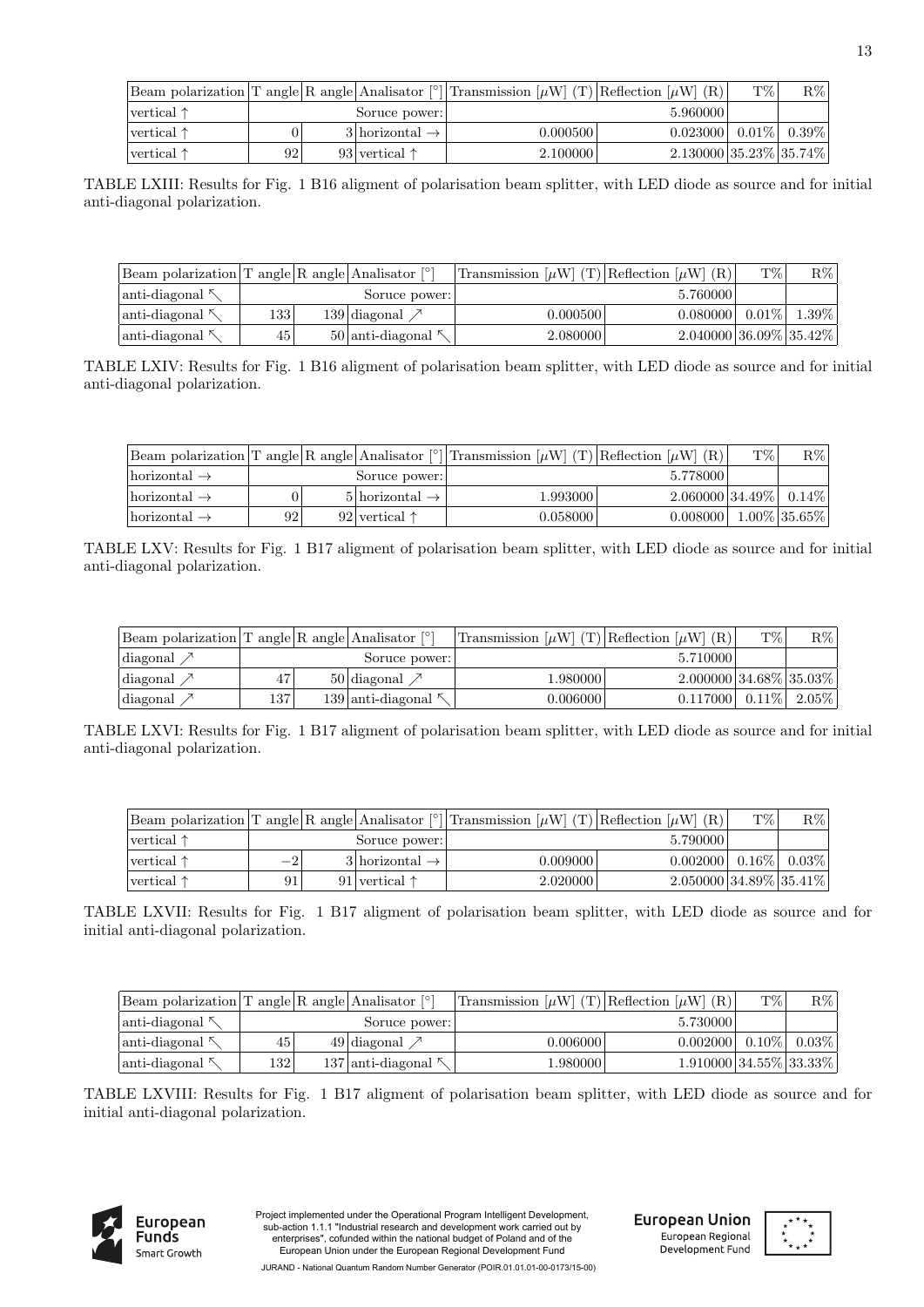| Beam polarization | T angle | R angle | Analisator [°] | Transmission [$\mu$W] (T) | Reflection [$\mu$W] (R) | T% | R% |
|---|---|---|---|---|---|---|---|
| vertical ↑ | | | Soruce power: | | 5.960000 | | |
| vertical ↑ | 0 | 3 | horizontal → | 0.000500 | 0.023000 | 0.01% | 0.39% |
| vertical ↑ | 92 | 93 | vertical ↑ | 2.100000 | 2.130000 | 35.23% | 35.74% |

TABLE LXIII: Results for Fig. 1 B16 aligment of polarisation beam splitter, with LED diode as source and for initial anti-diagonal polarization.

| Beam polarization | T angle | R angle | Analisator [°] | Transmission [$\mu$W] (T) | Reflection [$\mu$W] (R) | T% | R% |
|---|---|---|---|---|---|---|---|
| anti-diagonal ↖ | | | Soruce power: | | 5.760000 | | |
| anti-diagonal ↖ | 133 | 139 | diagonal ↗ | 0.000500 | 0.080000 | 0.01% | 1.39% |
| anti-diagonal ↖ | 45 | 50 | anti-diagonal ↖ | 2.080000 | 2.040000 | 36.09% | 35.42% |

TABLE LXIV: Results for Fig. 1 B16 aligment of polarisation beam splitter, with LED diode as source and for initial anti-diagonal polarization.

| Beam polarization | T angle | R angle | Analisator [°] | Transmission [$\mu$W] (T) | Reflection [$\mu$W] (R) | T% | R% |
|---|---|---|---|---|---|---|---|
| horizontal → | | | Soruce power: | | 5.778000 | | |
| horizontal → | 0 | 5 | horizontal → | 1.993000 | 2.060000 | 34.49% | 0.14% |
| horizontal → | 92 | 92 | vertical ↑ | 0.058000 | 0.008000 | 1.00% | 35.65% |

TABLE LXV: Results for Fig. 1 B17 aligment of polarisation beam splitter, with LED diode as source and for initial anti-diagonal polarization.

| Beam polarization | T angle | R angle | Analisator [°] | Transmission [$\mu$W] (T) | Reflection [$\mu$W] (R) | T% | R% |
|---|---|---|---|---|---|---|---|
| diagonal ↗ | | | Soruce power: | | 5.710000 | | |
| diagonal ↗ | 47 | 50 | diagonal ↗ | 1.980000 | 2.000000 | 34.68% | 35.03% |
| diagonal ↗ | 137 | 139 | anti-diagonal ↖ | 0.006000 | 0.117000 | 0.11% | 2.05% |

TABLE LXVI: Results for Fig. 1 B17 aligment of polarisation beam splitter, with LED diode as source and for initial anti-diagonal polarization.

| Beam polarization | T angle | R angle | Analisator [°] | Transmission [$\mu$W] (T) | Reflection [$\mu$W] (R) | T% | R% |
|---|---|---|---|---|---|---|---|
| vertical ↑ | | | Soruce power: | | 5.790000 | | |
| vertical ↑ | −2 | 3 | horizontal → | 0.009000 | 0.002000 | 0.16% | 0.03% |
| vertical ↑ | 91 | 91 | vertical ↑ | 2.020000 | 2.050000 | 34.89% | 35.41% |

TABLE LXVII: Results for Fig. 1 B17 aligment of polarisation beam splitter, with LED diode as source and for initial anti-diagonal polarization.

| Beam polarization | T angle | R angle | Analisator [°] | Transmission [$\mu$W] (T) | Reflection [$\mu$W] (R) | T% | R% |
|---|---|---|---|---|---|---|---|
| anti-diagonal ↖ | | | Soruce power: | | 5.730000 | | |
| anti-diagonal ↖ | 45 | 49 | diagonal ↗ | 0.006000 | 0.002000 | 0.10% | 0.03% |
| anti-diagonal ↖ | 132 | 137 | anti-diagonal ↖ | 1.980000 | 1.910000 | 34.55% | 33.33% |

TABLE LXVIII: Results for Fig. 1 B17 aligment of polarisation beam splitter, with LED diode as source and for initial anti-diagonal polarization.

European Funds Smart Growth

Project implemented under the Operational Program Intelligent Development, sub-action 1.1.1 "Industrial research and development work carried out by enterprises", cofunded within the national budget of Poland and of the European Union under the European Regional Development Fund

JURAND - National Quantum Random Number Generator (POIR.01.01.01-00-0173/15-00)

European Union European Regional Development Fund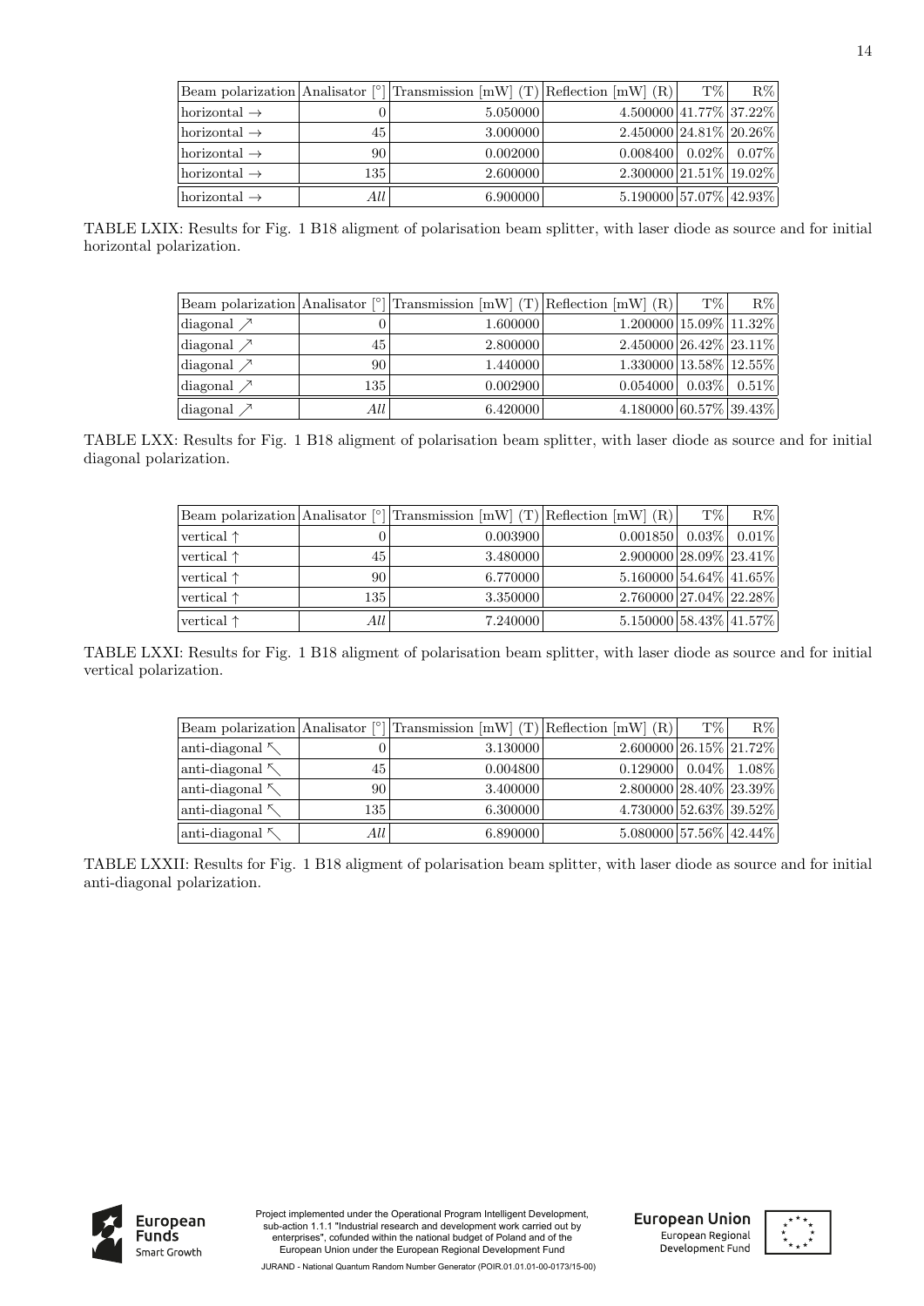| Beam polarization | Analisator [°] | Transmission [mW] (T) | Reflection [mW] (R) | T% | R% |
|---|---|---|---|---|---|
| horizontal → | 0 | 5.050000 | 4.500000 | 41.77% | 37.22% |
| horizontal → | 45 | 3.000000 | 2.450000 | 24.81% | 20.26% |
| horizontal → | 90 | 0.002000 | 0.008400 | 0.02% | 0.07% |
| horizontal → | 135 | 2.600000 | 2.300000 | 21.51% | 19.02% |
| horizontal → | *All* | 6.900000 | 5.190000 | 57.07% | 42.93% |

TABLE LXIX: Results for Fig. 1 B18 aligment of polarisation beam splitter, with laser diode as source and for initial horizontal polarization.

| Beam polarization | Analisator [°] | Transmission [mW] (T) | Reflection [mW] (R) | T% | R% |
|---|---|---|---|---|---|
| diagonal ↗ | 0 | 1.600000 | 1.200000 | 15.09% | 11.32% |
| diagonal ↗ | 45 | 2.800000 | 2.450000 | 26.42% | 23.11% |
| diagonal ↗ | 90 | 1.440000 | 1.330000 | 13.58% | 12.55% |
| diagonal ↗ | 135 | 0.002900 | 0.054000 | 0.03% | 0.51% |
| diagonal ↗ | *All* | 6.420000 | 4.180000 | 60.57% | 39.43% |

TABLE LXX: Results for Fig. 1 B18 aligment of polarisation beam splitter, with laser diode as source and for initial diagonal polarization.

| Beam polarization | Analisator [°] | Transmission [mW] (T) | Reflection [mW] (R) | T% | R% |
|---|---|---|---|---|---|
| vertical ↑ | 0 | 0.003900 | 0.001850 | 0.03% | 0.01% |
| vertical ↑ | 45 | 3.480000 | 2.900000 | 28.09% | 23.41% |
| vertical ↑ | 90 | 6.770000 | 5.160000 | 54.64% | 41.65% |
| vertical ↑ | 135 | 3.350000 | 2.760000 | 27.04% | 22.28% |
| vertical ↑ | *All* | 7.240000 | 5.150000 | 58.43% | 41.57% |

TABLE LXXI: Results for Fig. 1 B18 aligment of polarisation beam splitter, with laser diode as source and for initial vertical polarization.

| Beam polarization | Analisator [°] | Transmission [mW] (T) | Reflection [mW] (R) | T% | R% |
|---|---|---|---|---|---|
| anti-diagonal ↖ | 0 | 3.130000 | 2.600000 | 26.15% | 21.72% |
| anti-diagonal ↖ | 45 | 0.004800 | 0.129000 | 0.04% | 1.08% |
| anti-diagonal ↖ | 90 | 3.400000 | 2.800000 | 28.40% | 23.39% |
| anti-diagonal ↖ | 135 | 6.300000 | 4.730000 | 52.63% | 39.52% |
| anti-diagonal ↖ | *All* | 6.890000 | 5.080000 | 57.56% | 42.44% |

TABLE LXXII: Results for Fig. 1 B18 aligment of polarisation beam splitter, with laser diode as source and for initial anti-diagonal polarization.

European Funds Smart Growth

Project implemented under the Operational Program Intelligent Development, sub-action 1.1.1 "Industrial research and development work carried out by enterprises", cofunded within the national budget of Poland and of the European Union under the European Regional Development Fund

JURAND - National Quantum Random Number Generator (POIR.01.01.01-00-0173/15-00)

European Union European Regional Development Fund